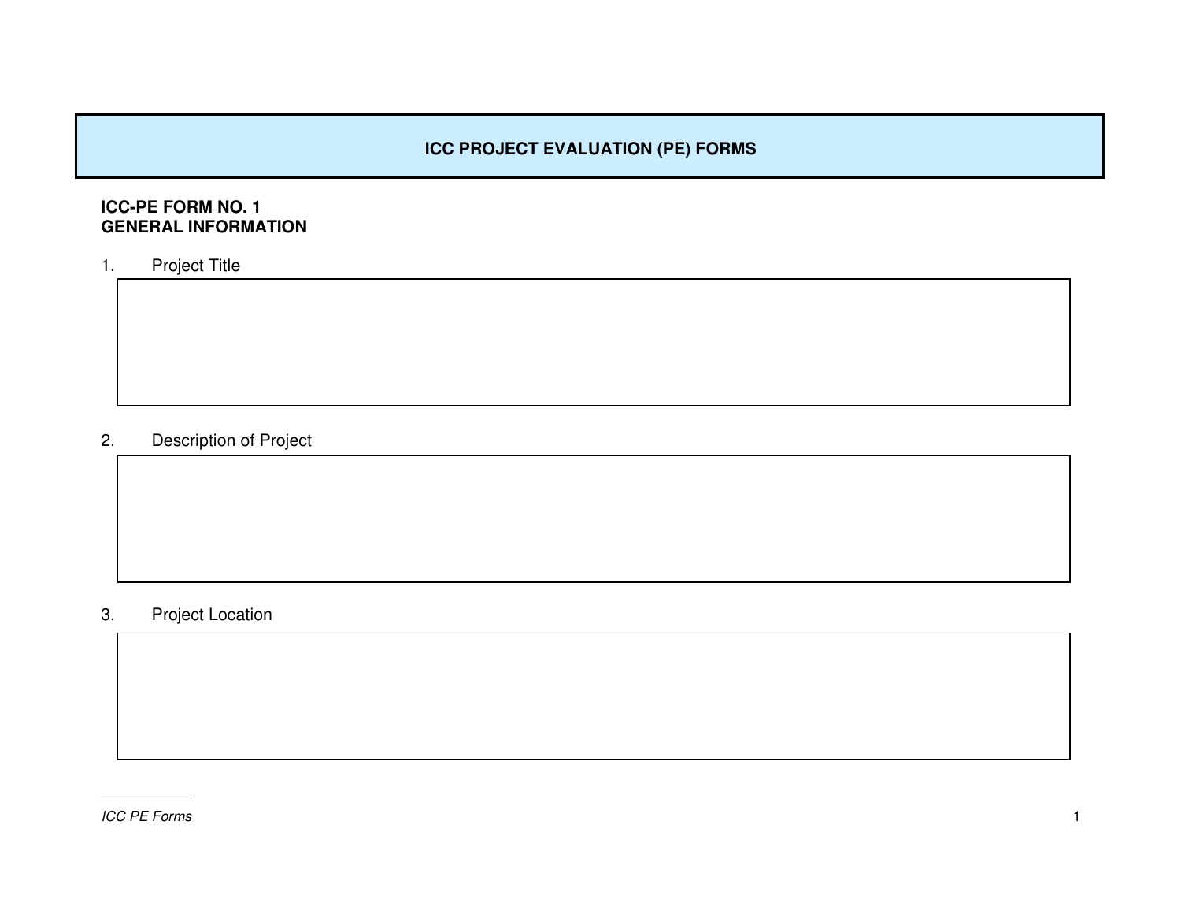# ICC PROJECT EVALUATION (PE) FORMS

## ICC-PE FORM NO. 1
## GENERAL INFORMATION

1. Project Title

2. Description of Project

3. Project Location

*ICC PE Forms*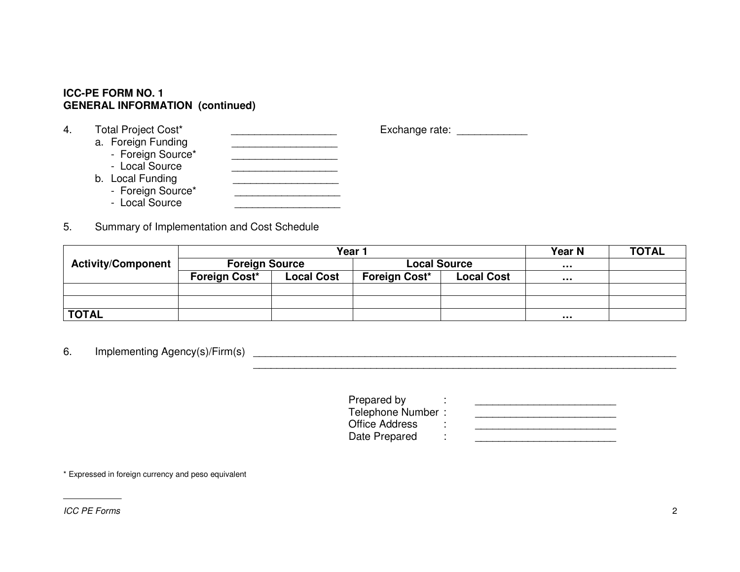**ICC-PE FORM NO. 1**
**GENERAL INFORMATION (continued)**

4. Total Project Cost* __________________ Exchange rate: ____________
   a. Foreign Funding __________________
      - Foreign Source* __________________
      - Local Source __________________
   b. Local Funding __________________
      - Foreign Source* __________________
      - Local Source __________________

5. Summary of Implementation and Cost Schedule

| **Activity/Component** | **Year 1** | | | | **Year N** | **TOTAL** |
|---|---|---|---|---|---|---|
| | **Foreign Source** | | **Local Source** | | **…** | |
| | **Foreign Cost*** | **Local Cost** | **Foreign Cost*** | **Local Cost** | **…** | |
| | | | | | | |
| | | | | | | |
| **TOTAL** | | | | | **…** | |

6. Implementing Agency(s)/Firm(s) ________________________________________________________________________________
________________________________________________________________________________

Prepared by : ________________________
Telephone Number : ________________________
Office Address : ________________________
Date Prepared : ________________________

* Expressed in foreign currency and peso equivalent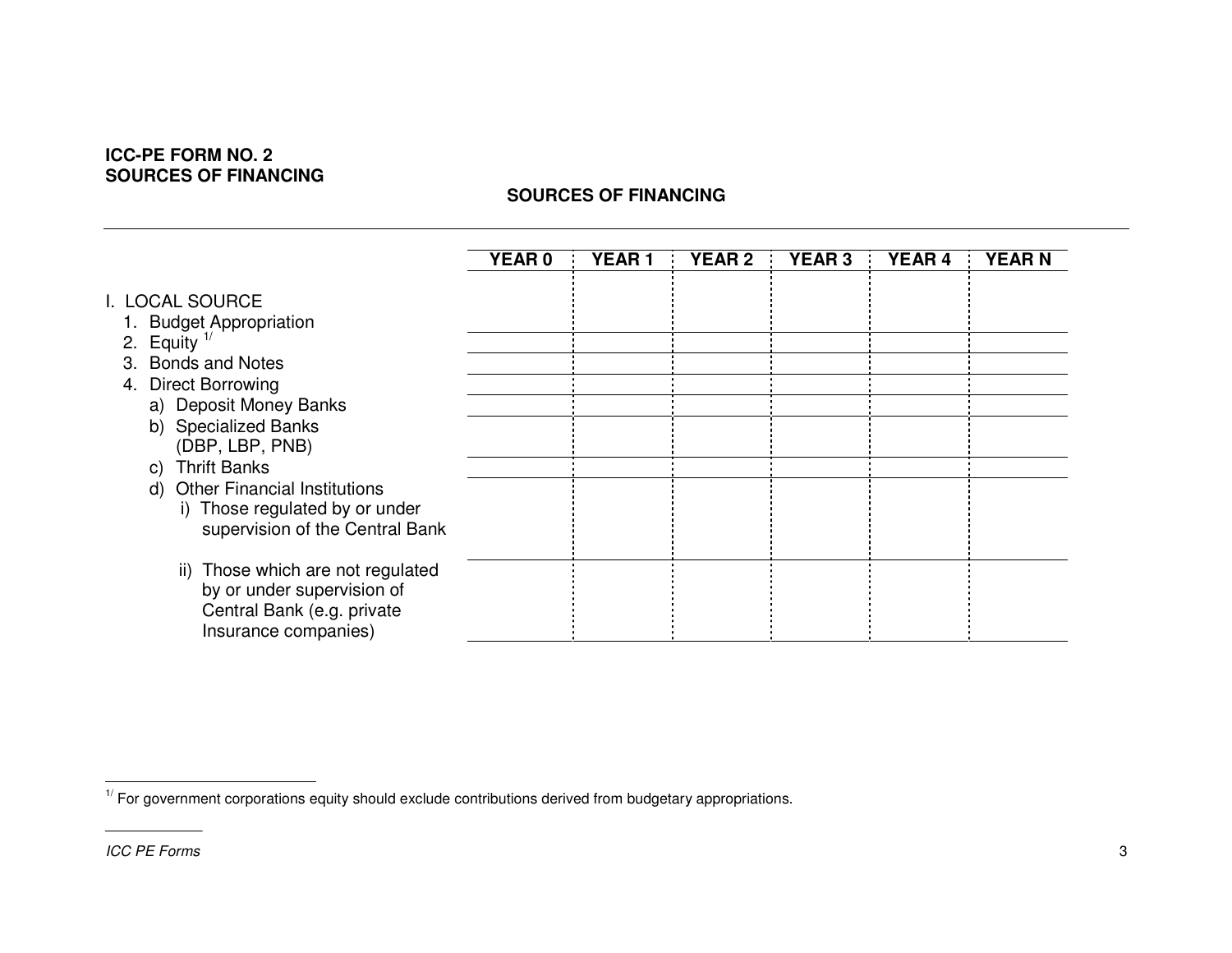**ICC-PE FORM NO. 2**
**SOURCES OF FINANCING**

## SOURCES OF FINANCING

| | YEAR 0 | YEAR 1 | YEAR 2 | YEAR 3 | YEAR 4 | YEAR N |
|---|---|---|---|---|---|---|
| I. LOCAL SOURCE | | | | | | |
| 1. Budget Appropriation | | | | | | |
| 2. Equity [1/] | | | | | | |
| 3. Bonds and Notes | | | | | | |
| 4. Direct Borrowing | | | | | | |
| a) Deposit Money Banks | | | | | | |
| b) Specialized Banks (DBP, LBP, PNB) | | | | | | |
| c) Thrift Banks | | | | | | |
| d) Other Financial Institutions | | | | | | |
| i) Those regulated by or under supervision of the Central Bank | | | | | | |
| ii) Those which are not regulated by or under supervision of Central Bank (e.g. private Insurance companies) | | | | | | |

[1/] For government corporations equity should exclude contributions derived from budgetary appropriations.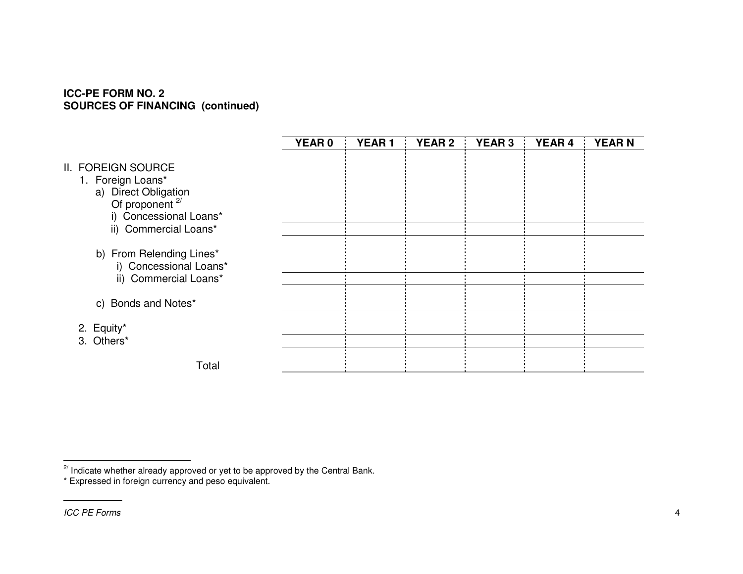**ICC-PE FORM NO. 2**
**SOURCES OF FINANCING (continued)**

| | YEAR 0 | YEAR 1 | YEAR 2 | YEAR 3 | YEAR 4 | YEAR N |
|---|---|---|---|---|---|---|
| II. FOREIGN SOURCE | | | | | | |
| 1. Foreign Loans* | | | | | | |
| a) Direct Obligation Of proponent [2/] | | | | | | |
| i) Concessional Loans* | | | | | | |
| ii) Commercial Loans* | | | | | | |
| b) From Relending Lines* | | | | | | |
| i) Concessional Loans* | | | | | | |
| ii) Commercial Loans* | | | | | | |
| c) Bonds and Notes* | | | | | | |
| 2. Equity* | | | | | | |
| 3. Others* | | | | | | |
| Total | | | | | | |

[2/] Indicate whether already approved or yet to be approved by the Central Bank.

* Expressed in foreign currency and peso equivalent.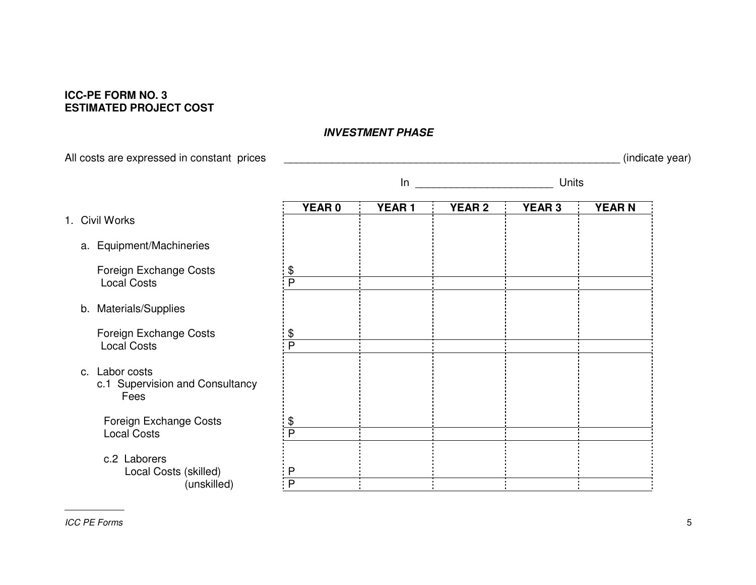**ICC-PE FORM NO. 3**
**ESTIMATED PROJECT COST**

***INVESTMENT PHASE***

All costs are expressed in constant prices ____________________________________________________________ (indicate year)

In ______________________ Units

| | YEAR 0 | YEAR 1 | YEAR 2 | YEAR 3 | YEAR N |
|---|---|---|---|---|---|
| 1. Civil Works | | | | | |
| a. Equipment/Machineries | | | | | |
| Foreign Exchange Costs | $ | | | | |
| Local Costs | P | | | | |
| b. Materials/Supplies | | | | | |
| Foreign Exchange Costs | $ | | | | |
| Local Costs | P | | | | |
| c. Labor costs | | | | | |
| c.1 Supervision and Consultancy Fees | | | | | |
| Foreign Exchange Costs | $ | | | | |
| Local Costs | P | | | | |
| c.2 Laborers | | | | | |
| Local Costs (skilled) | P | | | | |
| (unskilled) | P | | | | |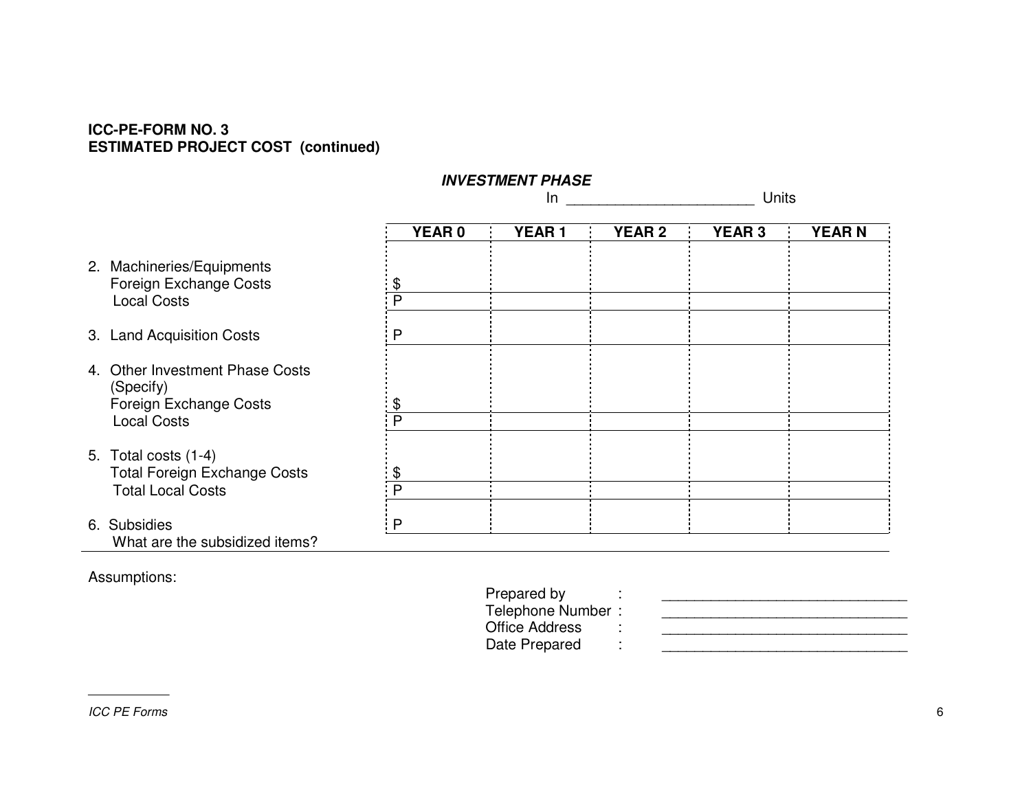**ICC-PE-FORM NO. 3**
**ESTIMATED PROJECT COST (continued)**

***INVESTMENT PHASE***

In ______________________ Units

| | YEAR 0 | YEAR 1 | YEAR 2 | YEAR 3 | YEAR N |
|---|---|---|---|---|---|
| 2. Machineries/Equipments<br>Foreign Exchange Costs | $ | | | | |
| Local Costs | P | | | | |
| 3. Land Acquisition Costs | P | | | | |
| 4. Other Investment Phase Costs (Specify)<br>Foreign Exchange Costs | $ | | | | |
| Local Costs | P | | | | |
| 5. Total costs (1-4)<br>Total Foreign Exchange Costs | $ | | | | |
| Total Local Costs | P | | | | |
| 6. Subsidies | P | | | | |
| What are the subsidized items? | | | | | |

Assumptions:

Prepared by : ______________________________
Telephone Number : ______________________________
Office Address : ______________________________
Date Prepared : ______________________________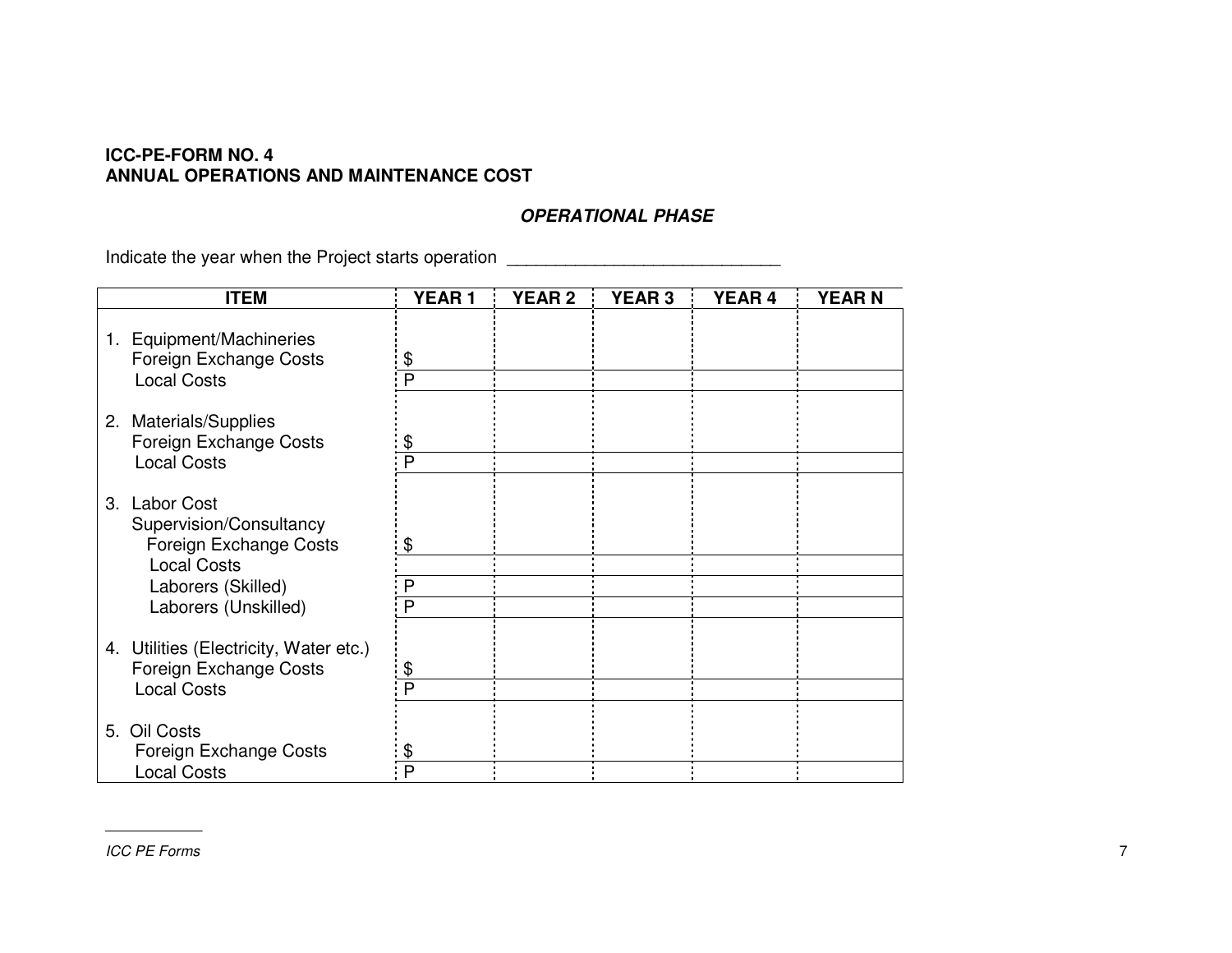**ICC-PE-FORM NO. 4**
**ANNUAL OPERATIONS AND MAINTENANCE COST**

***OPERATIONAL PHASE***

Indicate the year when the Project starts operation ____________________________

| ITEM | YEAR 1 | YEAR 2 | YEAR 3 | YEAR 4 | YEAR N |
|---|---|---|---|---|---|
| 1. Equipment/Machineries | | | | | |
| Foreign Exchange Costs | $ | | | | |
| Local Costs | P | | | | |
| 2. Materials/Supplies | | | | | |
| Foreign Exchange Costs | $ | | | | |
| Local Costs | P | | | | |
| 3. Labor Cost | | | | | |
| Supervision/Consultancy | | | | | |
| Foreign Exchange Costs | $ | | | | |
| Local Costs | | | | | |
| Laborers (Skilled) | P | | | | |
| Laborers (Unskilled) | P | | | | |
| 4. Utilities (Electricity, Water etc.) | | | | | |
| Foreign Exchange Costs | $ | | | | |
| Local Costs | P | | | | |
| 5. Oil Costs | | | | | |
| Foreign Exchange Costs | $ | | | | |
| Local Costs | P | | | | |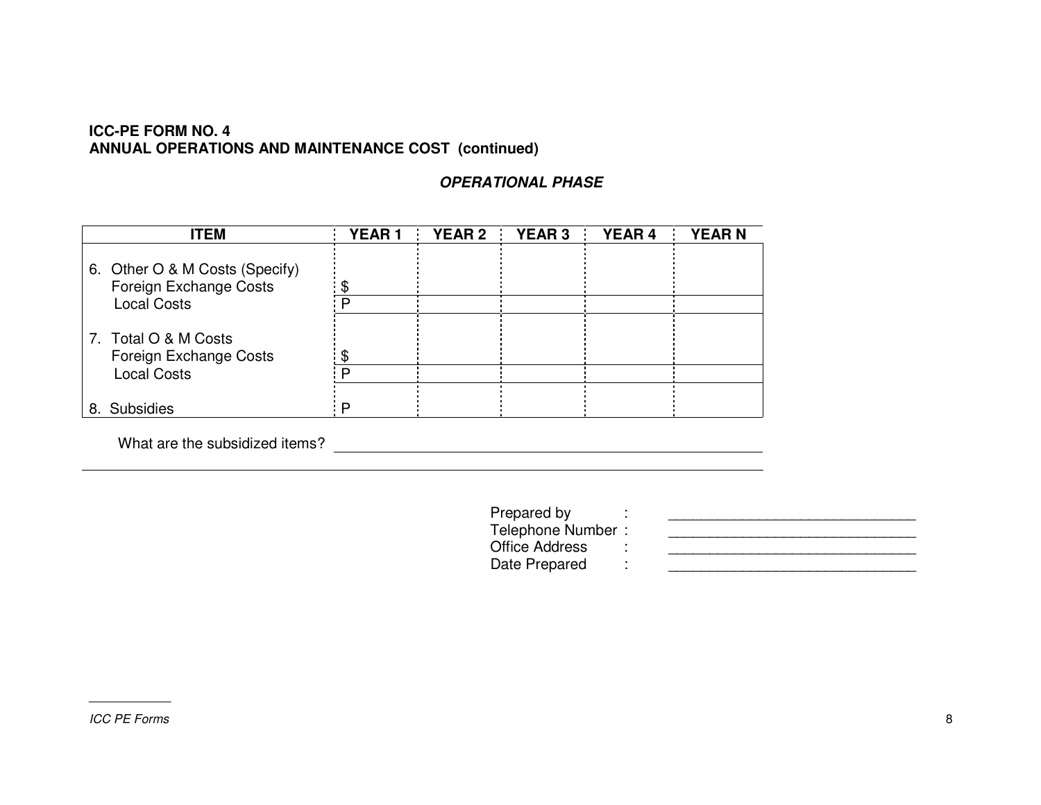**ICC-PE FORM NO. 4**
**ANNUAL OPERATIONS AND MAINTENANCE COST (continued)**

***OPERATIONAL PHASE***

| ITEM | YEAR 1 | YEAR 2 | YEAR 3 | YEAR 4 | YEAR N |
|---|---|---|---|---|---|
| 6. Other O & M Costs (Specify) | | | | | |
| Foreign Exchange Costs | $ | | | | |
| Local Costs | P | | | | |
| 7. Total O & M Costs | | | | | |
| Foreign Exchange Costs | $ | | | | |
| Local Costs | P | | | | |
| 8. Subsidies | P | | | | |

What are the subsidized items? ______________________________________________

______________________________________________________________________________

Prepared by : ______________________________
Telephone Number : ______________________________
Office Address : ______________________________
Date Prepared : ______________________________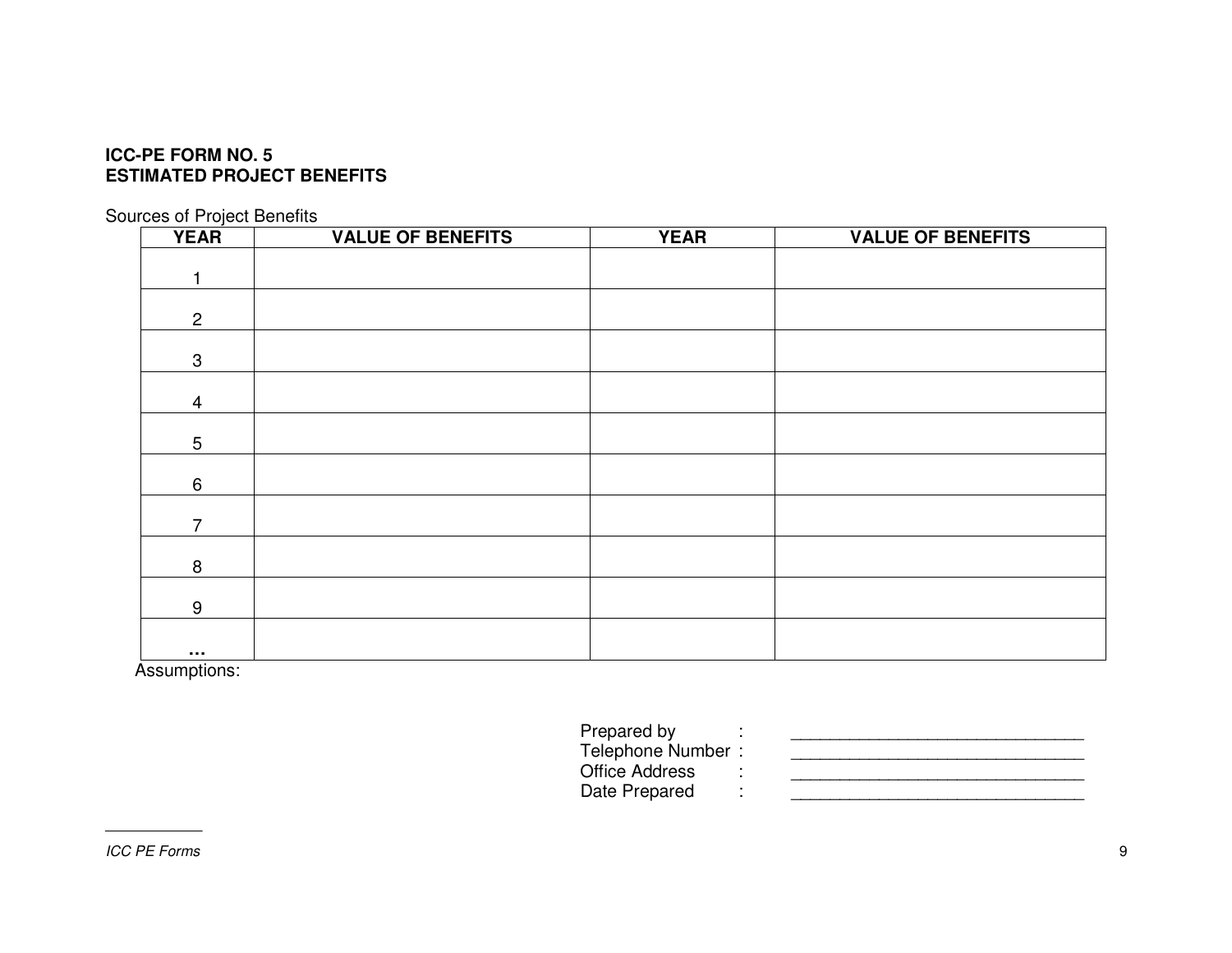**ICC-PE FORM NO. 5**
**ESTIMATED PROJECT BENEFITS**

Sources of Project Benefits

| YEAR | VALUE OF BENEFITS | YEAR | VALUE OF BENEFITS |
|---|---|---|---|
| 1 | | | |
| 2 | | | |
| 3 | | | |
| 4 | | | |
| 5 | | | |
| 6 | | | |
| 7 | | | |
| 8 | | | |
| 9 | | | |
| ... | | | |

Assumptions:

Prepared by : ______________________________
Telephone Number : ______________________________
Office Address : ______________________________
Date Prepared : ______________________________

*ICC PE Forms*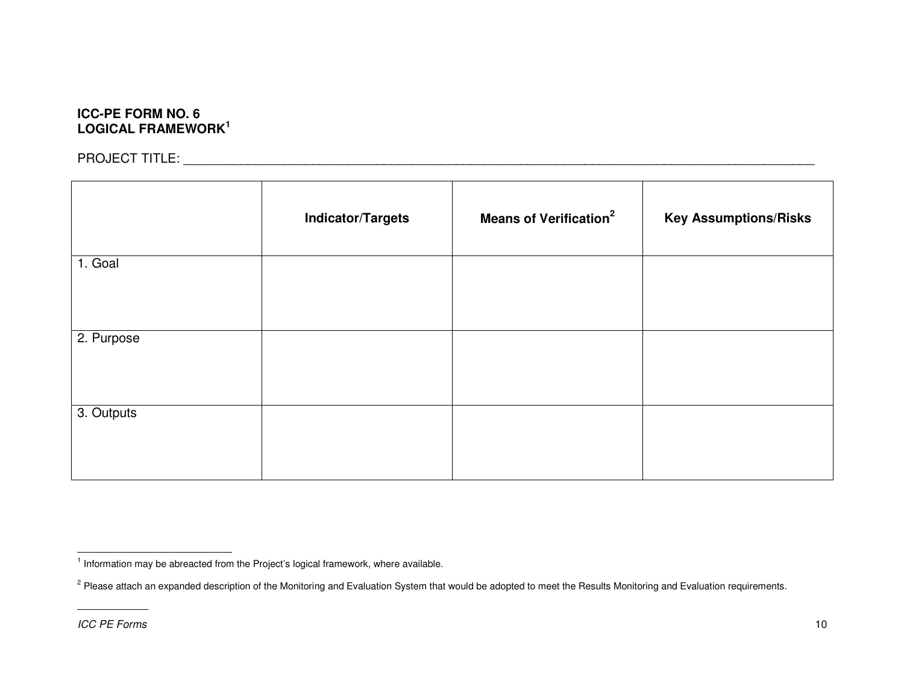**ICC-PE FORM NO. 6**
**LOGICAL FRAMEWORK**[1]

PROJECT TITLE: ____________________________________________________________________________________________

| | Indicator/Targets | Means of Verification[2] | Key Assumptions/Risks |
|---|---|---|---|
| 1. Goal | | | |
| 2. Purpose | | | |
| 3. Outputs | | | |

[1] Information may be abreacted from the Project's logical framework, where available.

[2] Please attach an expanded description of the Monitoring and Evaluation System that would be adopted to meet the Results Monitoring and Evaluation requirements.